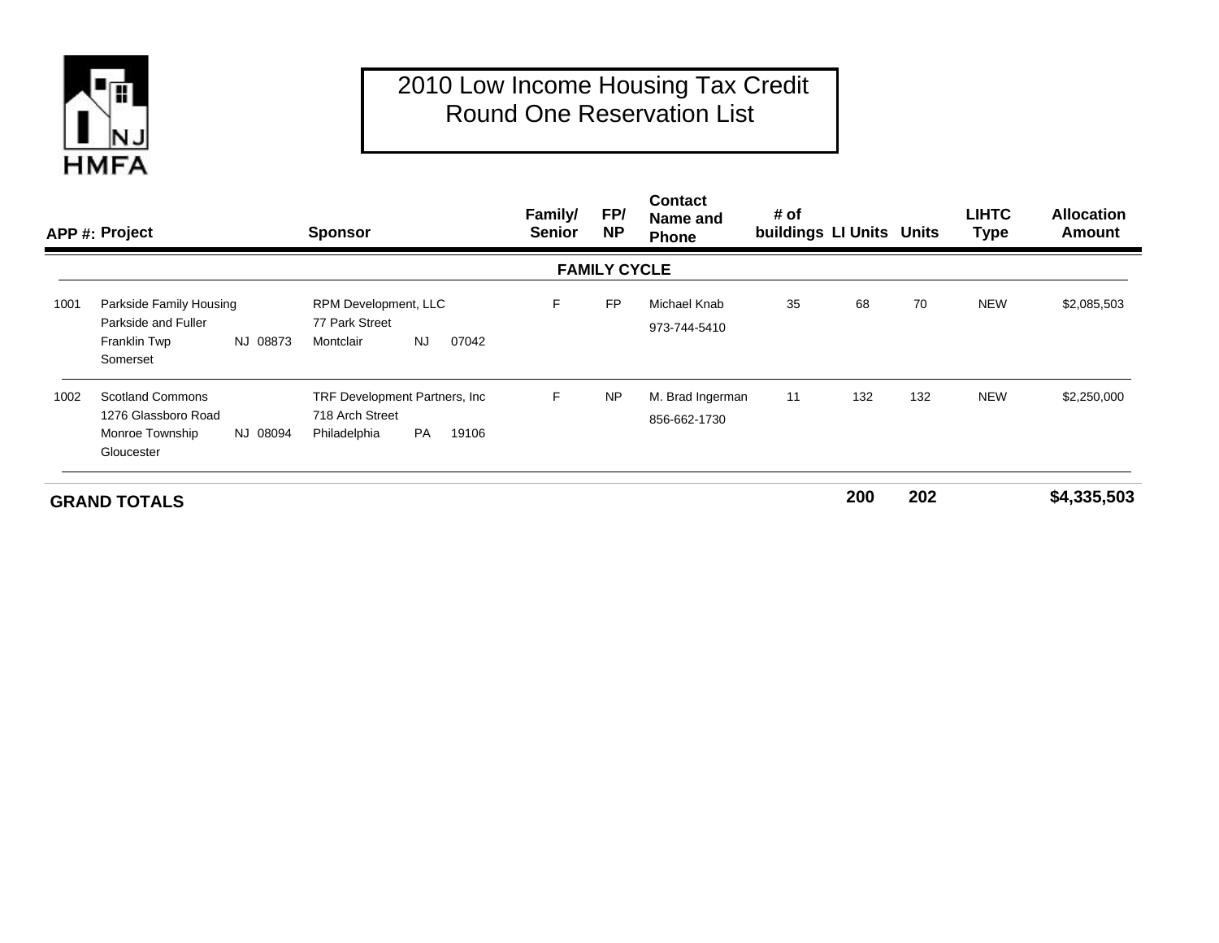# 2010 Low Income Housing Tax Credit Round One Reservation List

| APP #: | Project | Sponsor | Family/ Senior | FP/ NP | Contact Name and Phone | # of buildings | LI Units | Units | LIHTC Type | Allocation Amount |
|---|---|---|---|---|---|---|---|---|---|---|
| | | | **FAMILY CYCLE** | | | | | | | |
| 1001 | Parkside Family Housing<br>Parkside and Fuller<br>Franklin Twp NJ 08873<br>Somerset | RPM Development, LLC<br>77 Park Street<br>Montclair NJ 07042 | F | FP | Michael Knab<br>973-744-5410 | 35 | 68 | 70 | NEW | $2,085,503 |
| 1002 | Scotland Commons<br>1276 Glassboro Road<br>Monroe Township NJ 08094<br>Gloucester | TRF Development Partners, Inc<br>718 Arch Street<br>Philadelphia PA 19106 | F | NP | M. Brad Ingerman<br>856-662-1730 | 11 | 132 | 132 | NEW | $2,250,000 |
| **GRAND TOTALS** | | | | | | | **200** | **202** | | **$4,335,503** |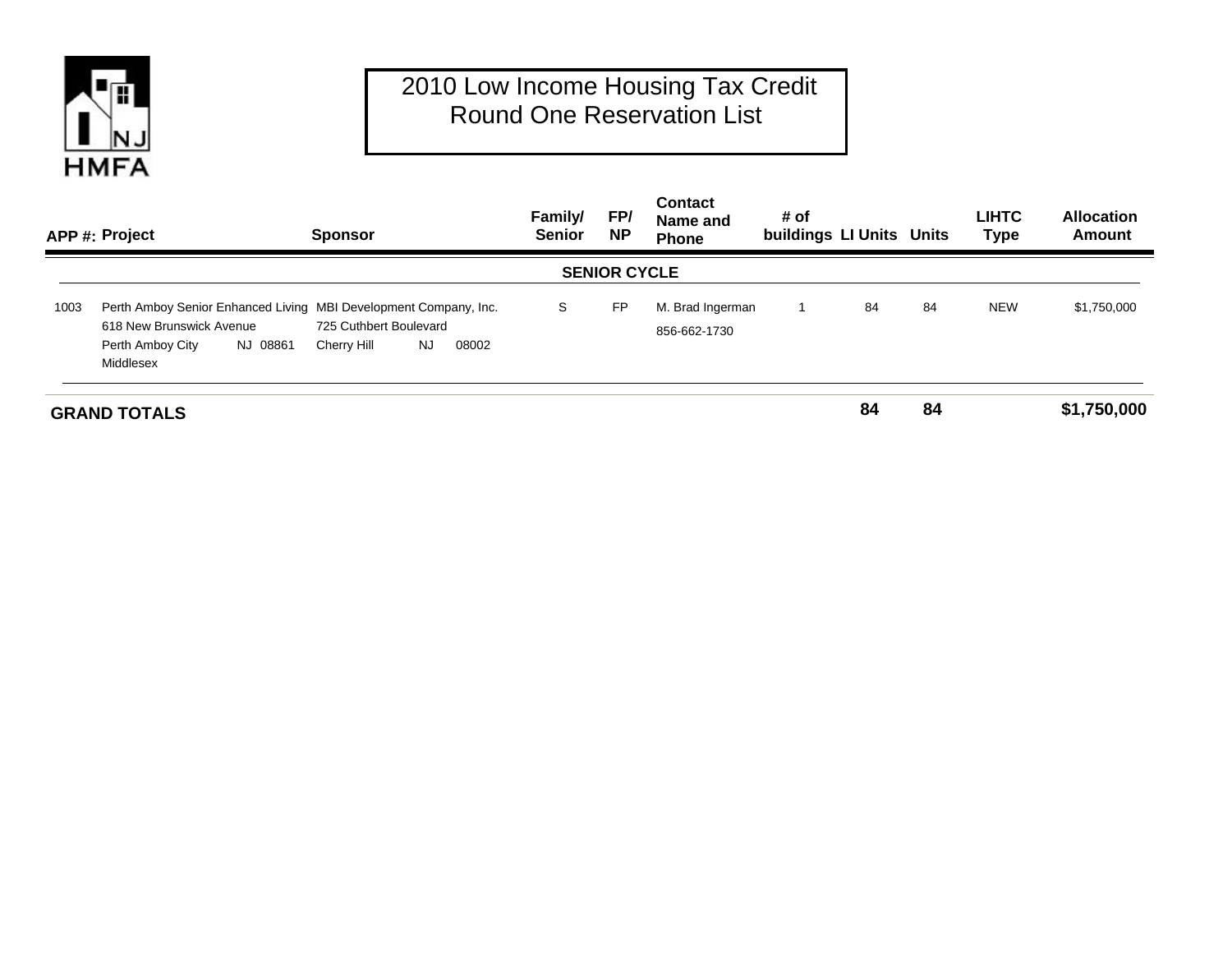# 2010 Low Income Housing Tax Credit Round One Reservation List

| APP #: | Project | Sponsor | Family/ Senior | FP/ NP | Contact Name and Phone | # of buildings | LI Units | Units | LIHTC Type | Allocation Amount |
|---|---|---|---|---|---|---|---|---|---|---|
| | | **SENIOR CYCLE** | | | | | | | | |
| 1003 | Perth Amboy Senior Enhanced Living<br>618 New Brunswick Avenue<br>Perth Amboy City NJ 08861<br>Middlesex | MBI Development Company, Inc.<br>725 Cuthbert Boulevard<br>Cherry Hill NJ 08002 | S | FP | M. Brad Ingerman<br>856-662-1730 | 1 | 84 | 84 | NEW | $1,750,000 |
| **GRAND TOTALS** | | | | | | | **84** | **84** | | **$1,750,000** |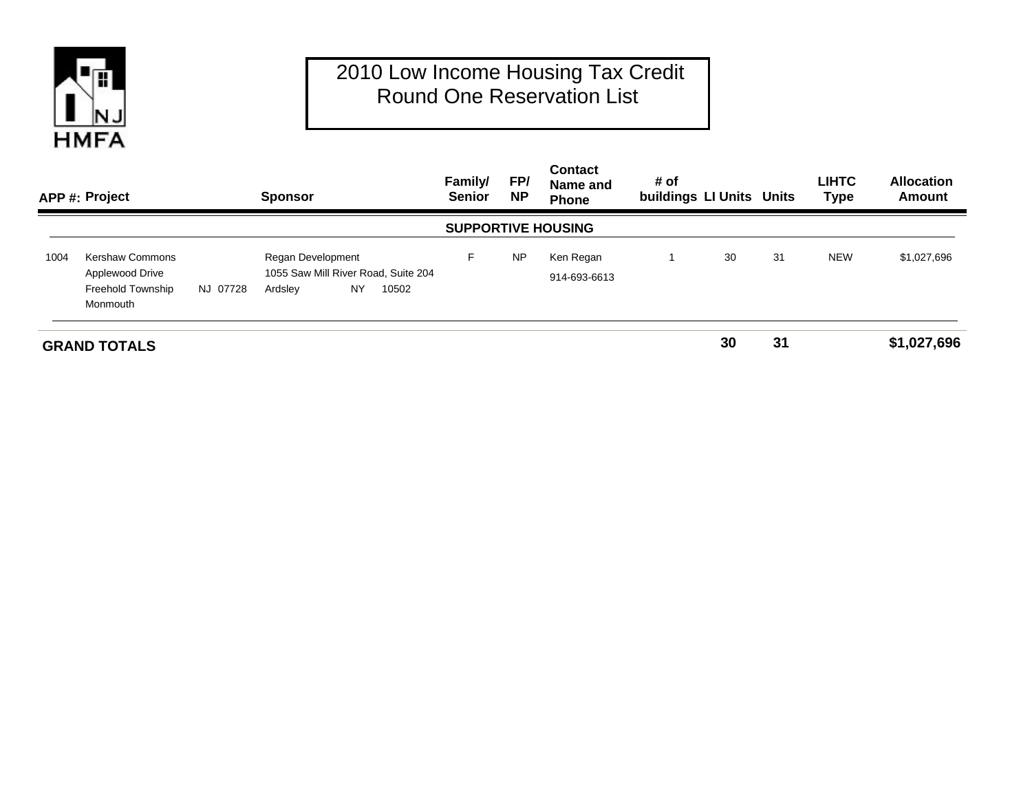# 2010 Low Income Housing Tax Credit Round One Reservation List

| APP #: | Project | | Sponsor | Family/ Senior | FP/ NP | Contact Name and Phone | # of buildings | LI Units | Units | LIHTC Type | Allocation Amount |
|---|---|---|---|---|---|---|---|---|---|---|---|
| | | | | **SUPPORTIVE HOUSING** | | | | | | | |
| 1004 | Kershaw Commons<br>Applewood Drive<br>Freehold Township<br>Monmouth | NJ 07728 | Regan Development<br>1055 Saw Mill River Road, Suite 204<br>Ardsley NY 10502 | F | NP | Ken Regan<br>914-693-6613 | 1 | 30 | 31 | NEW | $1,027,696 |
| **GRAND TOTALS** | | | | | | | | **30** | **31** | | **$1,027,696** |